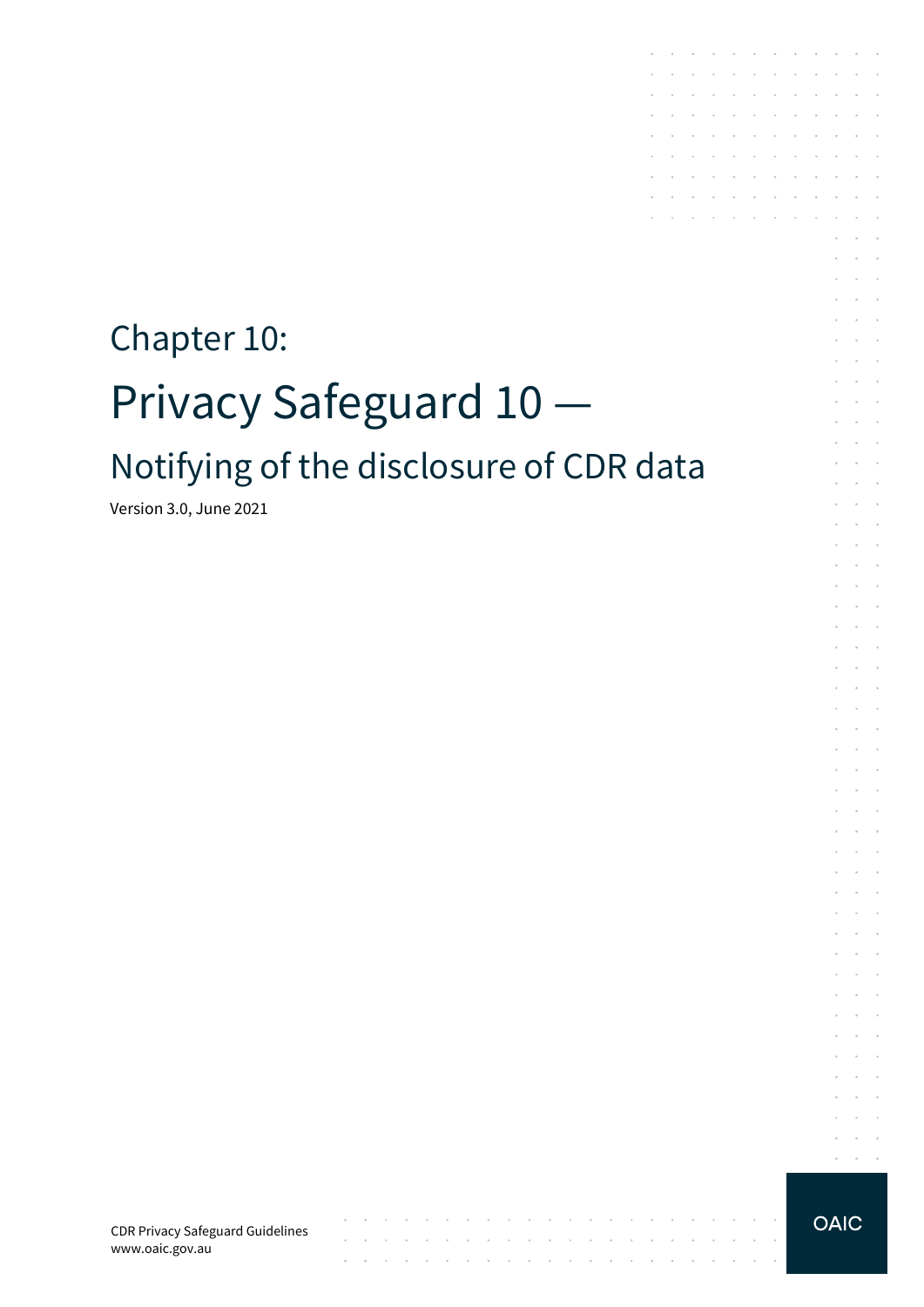# Chapter 10:

# Privacy Safeguard 10 —

## Notifying of the disclosure of CDR data

Version 3.0, June 2021

CDR Privacy Safeguard Guidelines
www.oaic.gov.au

OAIC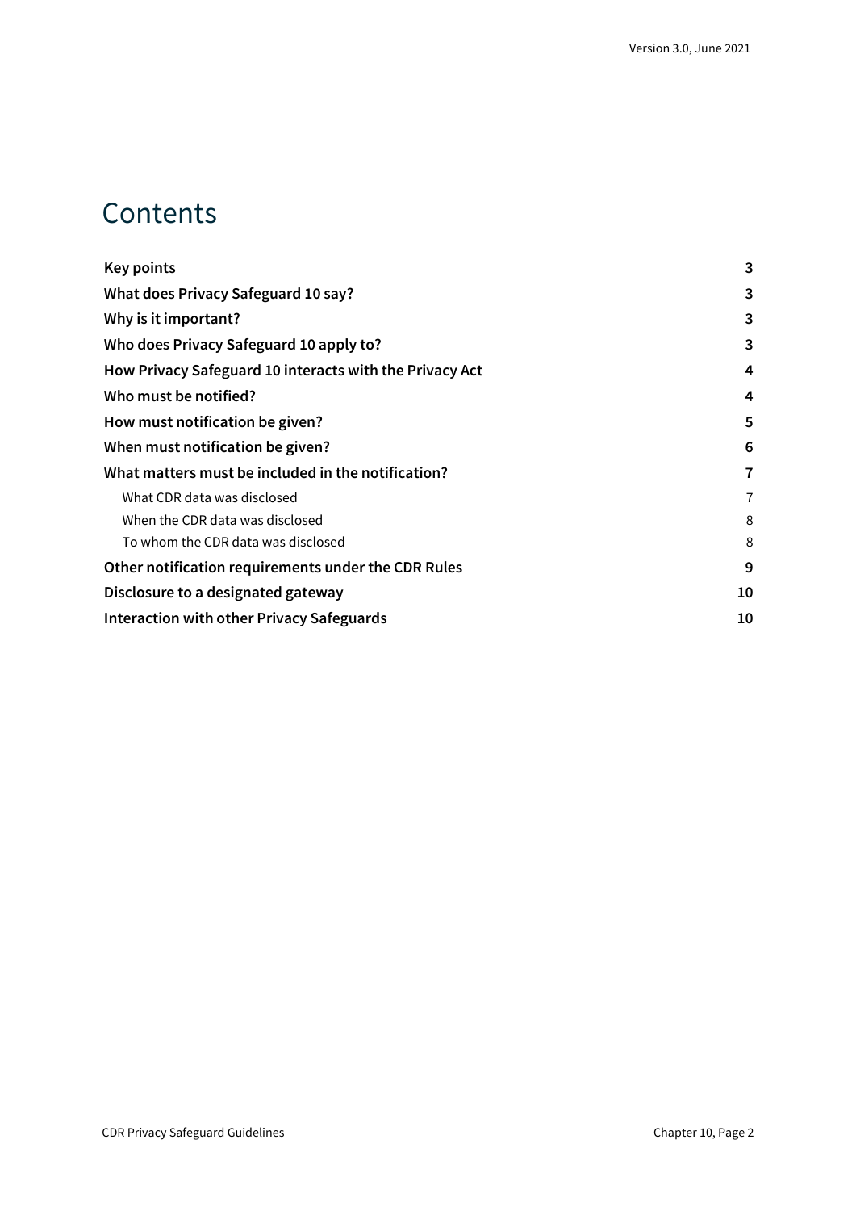# Contents

| | |
|---|---|
| **Key points** | **3** |
| **What does Privacy Safeguard 10 say?** | **3** |
| **Why is it important?** | **3** |
| **Who does Privacy Safeguard 10 apply to?** | **3** |
| **How Privacy Safeguard 10 interacts with the Privacy Act** | **4** |
| **Who must be notified?** | **4** |
| **How must notification be given?** | **5** |
| **When must notification be given?** | **6** |
| **What matters must be included in the notification?** | **7** |
| What CDR data was disclosed | 7 |
| When the CDR data was disclosed | 8 |
| To whom the CDR data was disclosed | 8 |
| **Other notification requirements under the CDR Rules** | **9** |
| **Disclosure to a designated gateway** | **10** |
| **Interaction with other Privacy Safeguards** | **10** |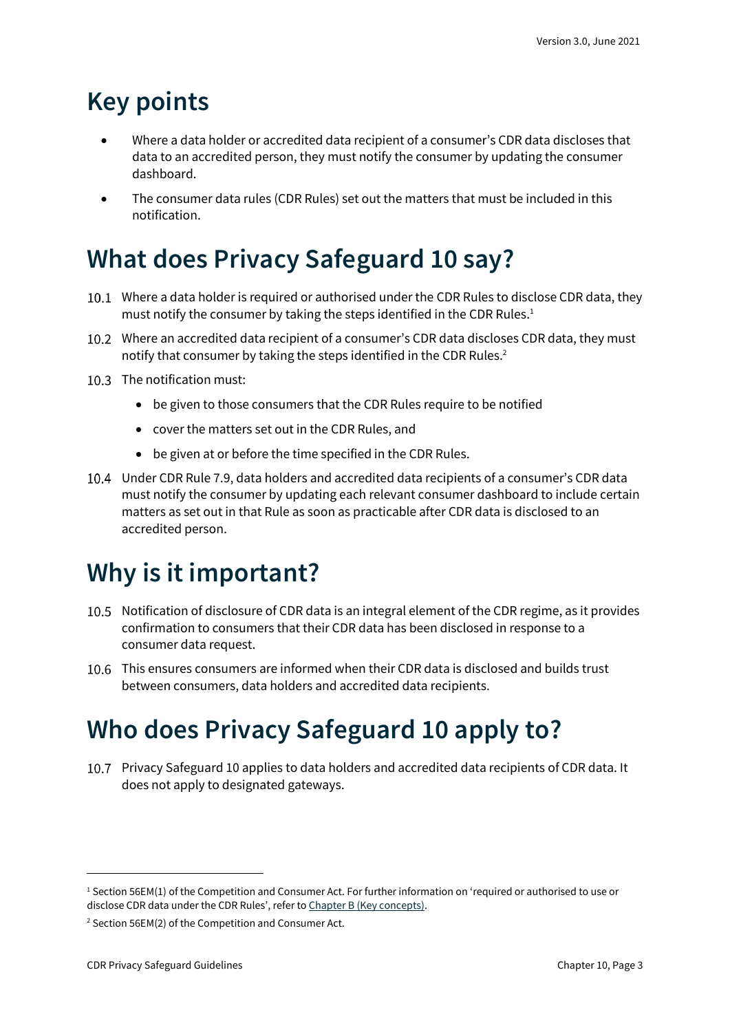# Key points

- Where a data holder or accredited data recipient of a consumer's CDR data discloses that data to an accredited person, they must notify the consumer by updating the consumer dashboard.
- The consumer data rules (CDR Rules) set out the matters that must be included in this notification.

# What does Privacy Safeguard 10 say?

10.1 Where a data holder is required or authorised under the CDR Rules to disclose CDR data, they must notify the consumer by taking the steps identified in the CDR Rules.[1]

10.2 Where an accredited data recipient of a consumer's CDR data discloses CDR data, they must notify that consumer by taking the steps identified in the CDR Rules.[2]

10.3 The notification must:

- be given to those consumers that the CDR Rules require to be notified
- cover the matters set out in the CDR Rules, and
- be given at or before the time specified in the CDR Rules.

10.4 Under CDR Rule 7.9, data holders and accredited data recipients of a consumer's CDR data must notify the consumer by updating each relevant consumer dashboard to include certain matters as set out in that Rule as soon as practicable after CDR data is disclosed to an accredited person.

# Why is it important?

10.5 Notification of disclosure of CDR data is an integral element of the CDR regime, as it provides confirmation to consumers that their CDR data has been disclosed in response to a consumer data request.

10.6 This ensures consumers are informed when their CDR data is disclosed and builds trust between consumers, data holders and accredited data recipients.

# Who does Privacy Safeguard 10 apply to?

10.7 Privacy Safeguard 10 applies to data holders and accredited data recipients of CDR data. It does not apply to designated gateways.

---

[1] Section 56EM(1) of the Competition and Consumer Act. For further information on 'required or authorised to use or disclose CDR data under the CDR Rules', refer to Chapter B (Key concepts).

[2] Section 56EM(2) of the Competition and Consumer Act.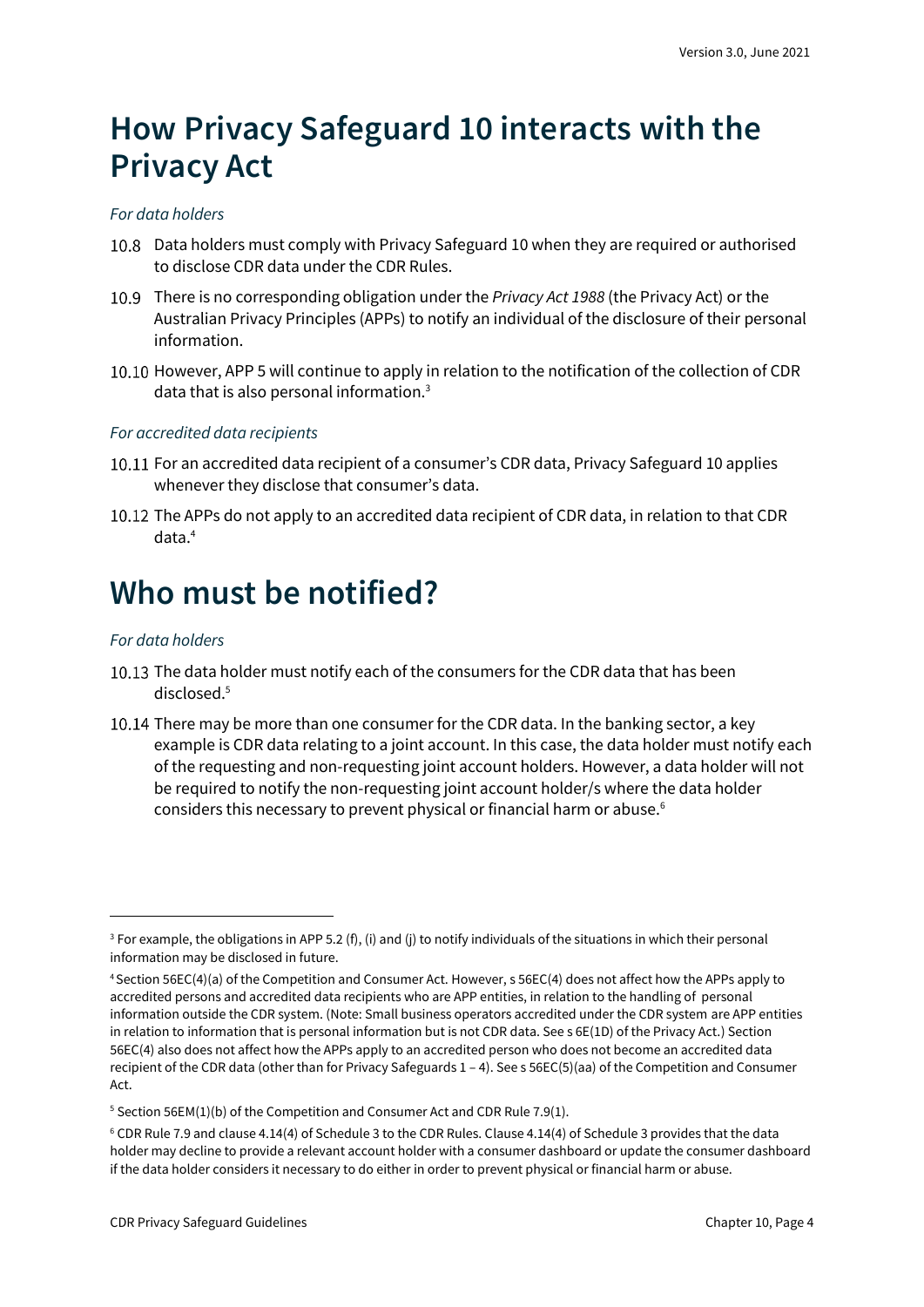# How Privacy Safeguard 10 interacts with the Privacy Act

*For data holders*

10.8 Data holders must comply with Privacy Safeguard 10 when they are required or authorised to disclose CDR data under the CDR Rules.

10.9 There is no corresponding obligation under the *Privacy Act 1988* (the Privacy Act) or the Australian Privacy Principles (APPs) to notify an individual of the disclosure of their personal information.

10.10 However, APP 5 will continue to apply in relation to the notification of the collection of CDR data that is also personal information.[3]

*For accredited data recipients*

10.11 For an accredited data recipient of a consumer's CDR data, Privacy Safeguard 10 applies whenever they disclose that consumer's data.

10.12 The APPs do not apply to an accredited data recipient of CDR data, in relation to that CDR data.[4]

# Who must be notified?

*For data holders*

10.13 The data holder must notify each of the consumers for the CDR data that has been disclosed.[5]

10.14 There may be more than one consumer for the CDR data. In the banking sector, a key example is CDR data relating to a joint account. In this case, the data holder must notify each of the requesting and non-requesting joint account holders. However, a data holder will not be required to notify the non-requesting joint account holder/s where the data holder considers this necessary to prevent physical or financial harm or abuse.[6]

---

[3] For example, the obligations in APP 5.2 (f), (i) and (j) to notify individuals of the situations in which their personal information may be disclosed in future.

[4] Section 56EC(4)(a) of the Competition and Consumer Act. However, s 56EC(4) does not affect how the APPs apply to accredited persons and accredited data recipients who are APP entities, in relation to the handling of personal information outside the CDR system. (Note: Small business operators accredited under the CDR system are APP entities in relation to information that is personal information but is not CDR data. See s 6E(1D) of the Privacy Act.) Section 56EC(4) also does not affect how the APPs apply to an accredited person who does not become an accredited data recipient of the CDR data (other than for Privacy Safeguards 1 – 4). See s 56EC(5)(aa) of the Competition and Consumer Act.

[5] Section 56EM(1)(b) of the Competition and Consumer Act and CDR Rule 7.9(1).

[6] CDR Rule 7.9 and clause 4.14(4) of Schedule 3 to the CDR Rules. Clause 4.14(4) of Schedule 3 provides that the data holder may decline to provide a relevant account holder with a consumer dashboard or update the consumer dashboard if the data holder considers it necessary to do either in order to prevent physical or financial harm or abuse.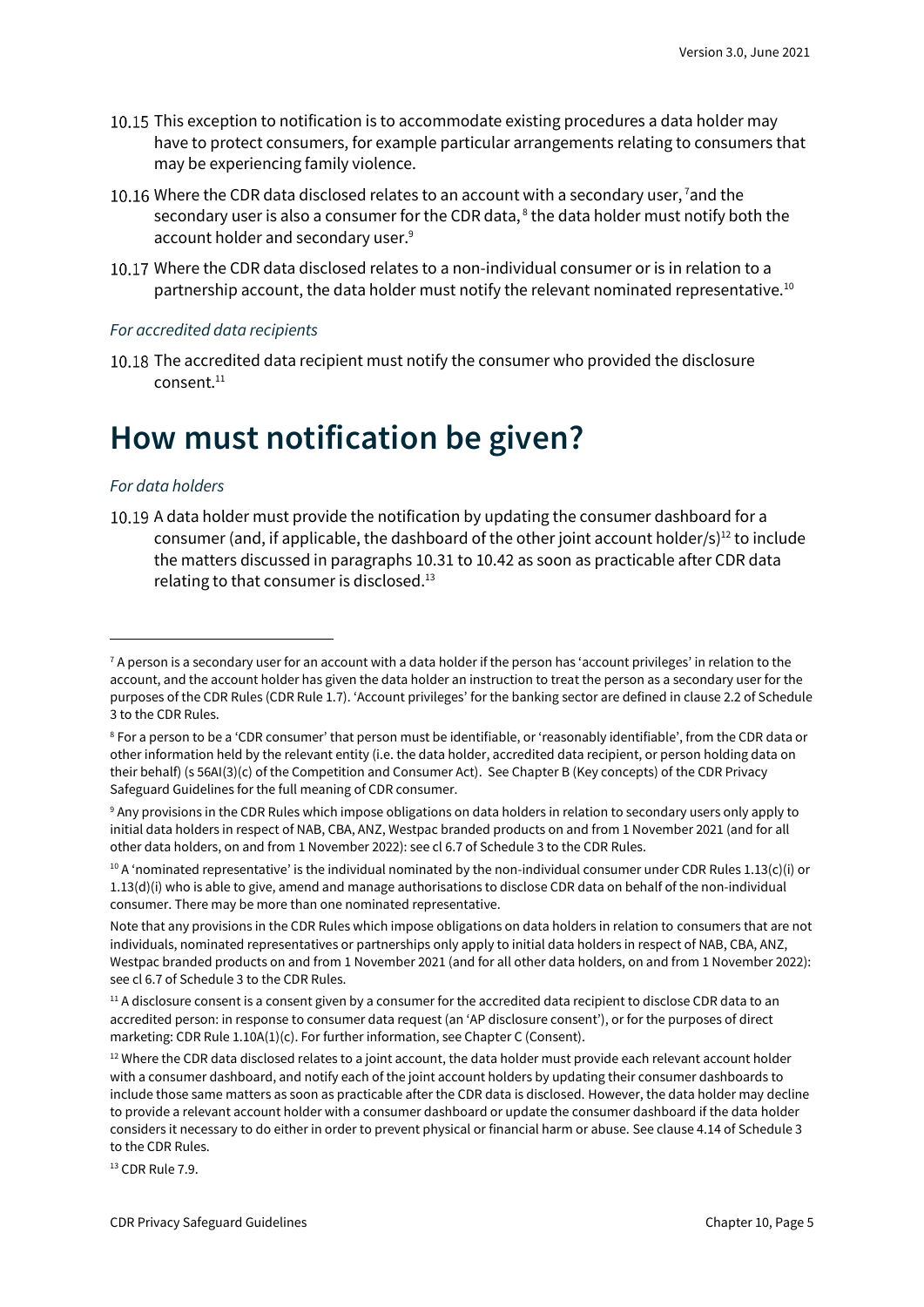10.15 This exception to notification is to accommodate existing procedures a data holder may have to protect consumers, for example particular arrangements relating to consumers that may be experiencing family violence.

10.16 Where the CDR data disclosed relates to an account with a secondary user, [7] and the secondary user is also a consumer for the CDR data, [8] the data holder must notify both the account holder and secondary user.[9]

10.17 Where the CDR data disclosed relates to a non-individual consumer or is in relation to a partnership account, the data holder must notify the relevant nominated representative.[10]

*For accredited data recipients*

10.18 The accredited data recipient must notify the consumer who provided the disclosure consent.[11]

# How must notification be given?

*For data holders*

10.19 A data holder must provide the notification by updating the consumer dashboard for a consumer (and, if applicable, the dashboard of the other joint account holder/s)[12] to include the matters discussed in paragraphs 10.31 to 10.42 as soon as practicable after CDR data relating to that consumer is disclosed.[13]

---

[7] A person is a secondary user for an account with a data holder if the person has 'account privileges' in relation to the account, and the account holder has given the data holder an instruction to treat the person as a secondary user for the purposes of the CDR Rules (CDR Rule 1.7). 'Account privileges' for the banking sector are defined in clause 2.2 of Schedule 3 to the CDR Rules.

[8] For a person to be a 'CDR consumer' that person must be identifiable, or 'reasonably identifiable', from the CDR data or other information held by the relevant entity (i.e. the data holder, accredited data recipient, or person holding data on their behalf) (s 56AI(3)(c) of the Competition and Consumer Act). See Chapter B (Key concepts) of the CDR Privacy Safeguard Guidelines for the full meaning of CDR consumer.

[9] Any provisions in the CDR Rules which impose obligations on data holders in relation to secondary users only apply to initial data holders in respect of NAB, CBA, ANZ, Westpac branded products on and from 1 November 2021 (and for all other data holders, on and from 1 November 2022): see cl 6.7 of Schedule 3 to the CDR Rules.

[10] A 'nominated representative' is the individual nominated by the non-individual consumer under CDR Rules 1.13(c)(i) or 1.13(d)(i) who is able to give, amend and manage authorisations to disclose CDR data on behalf of the non-individual consumer. There may be more than one nominated representative.

Note that any provisions in the CDR Rules which impose obligations on data holders in relation to consumers that are not individuals, nominated representatives or partnerships only apply to initial data holders in respect of NAB, CBA, ANZ, Westpac branded products on and from 1 November 2021 (and for all other data holders, on and from 1 November 2022): see cl 6.7 of Schedule 3 to the CDR Rules.

[11] A disclosure consent is a consent given by a consumer for the accredited data recipient to disclose CDR data to an accredited person: in response to consumer data request (an 'AP disclosure consent'), or for the purposes of direct marketing: CDR Rule 1.10A(1)(c). For further information, see Chapter C (Consent).

[12] Where the CDR data disclosed relates to a joint account, the data holder must provide each relevant account holder with a consumer dashboard, and notify each of the joint account holders by updating their consumer dashboards to include those same matters as soon as practicable after the CDR data is disclosed. However, the data holder may decline to provide a relevant account holder with a consumer dashboard or update the consumer dashboard if the data holder considers it necessary to do either in order to prevent physical or financial harm or abuse. See clause 4.14 of Schedule 3 to the CDR Rules.

[13] CDR Rule 7.9.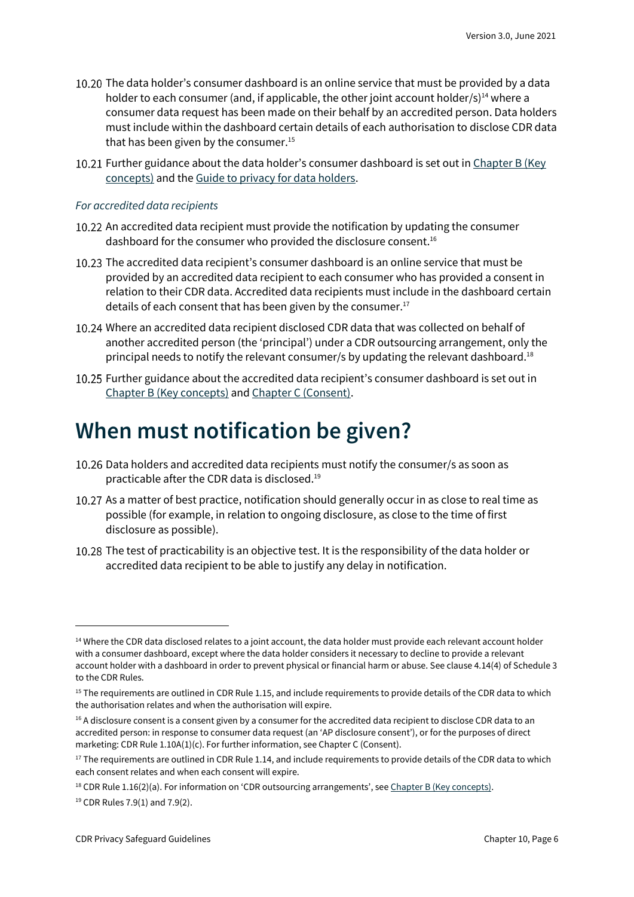10.20 The data holder's consumer dashboard is an online service that must be provided by a data holder to each consumer (and, if applicable, the other joint account holder/s)[14] where a consumer data request has been made on their behalf by an accredited person. Data holders must include within the dashboard certain details of each authorisation to disclose CDR data that has been given by the consumer.[15]

10.21 Further guidance about the data holder's consumer dashboard is set out in [Chapter B (Key concepts)] and the [Guide to privacy for data holders].

*For accredited data recipients*

10.22 An accredited data recipient must provide the notification by updating the consumer dashboard for the consumer who provided the disclosure consent.[16]

10.23 The accredited data recipient's consumer dashboard is an online service that must be provided by an accredited data recipient to each consumer who has provided a consent in relation to their CDR data. Accredited data recipients must include in the dashboard certain details of each consent that has been given by the consumer.[17]

10.24 Where an accredited data recipient disclosed CDR data that was collected on behalf of another accredited person (the 'principal') under a CDR outsourcing arrangement, only the principal needs to notify the relevant consumer/s by updating the relevant dashboard.[18]

10.25 Further guidance about the accredited data recipient's consumer dashboard is set out in [Chapter B (Key concepts)] and [Chapter C (Consent)].

# When must notification be given?

10.26 Data holders and accredited data recipients must notify the consumer/s as soon as practicable after the CDR data is disclosed.[19]

10.27 As a matter of best practice, notification should generally occur in as close to real time as possible (for example, in relation to ongoing disclosure, as close to the time of first disclosure as possible).

10.28 The test of practicability is an objective test. It is the responsibility of the data holder or accredited data recipient to be able to justify any delay in notification.

---

[14] Where the CDR data disclosed relates to a joint account, the data holder must provide each relevant account holder with a consumer dashboard, except where the data holder considers it necessary to decline to provide a relevant account holder with a dashboard in order to prevent physical or financial harm or abuse. See clause 4.14(4) of Schedule 3 to the CDR Rules.

[15] The requirements are outlined in CDR Rule 1.15, and include requirements to provide details of the CDR data to which the authorisation relates and when the authorisation will expire.

[16] A disclosure consent is a consent given by a consumer for the accredited data recipient to disclose CDR data to an accredited person: in response to consumer data request (an 'AP disclosure consent'), or for the purposes of direct marketing: CDR Rule 1.10A(1)(c). For further information, see Chapter C (Consent).

[17] The requirements are outlined in CDR Rule 1.14, and include requirements to provide details of the CDR data to which each consent relates and when each consent will expire.

[18] CDR Rule 1.16(2)(a). For information on 'CDR outsourcing arrangements', see [Chapter B (Key concepts)].

[19] CDR Rules 7.9(1) and 7.9(2).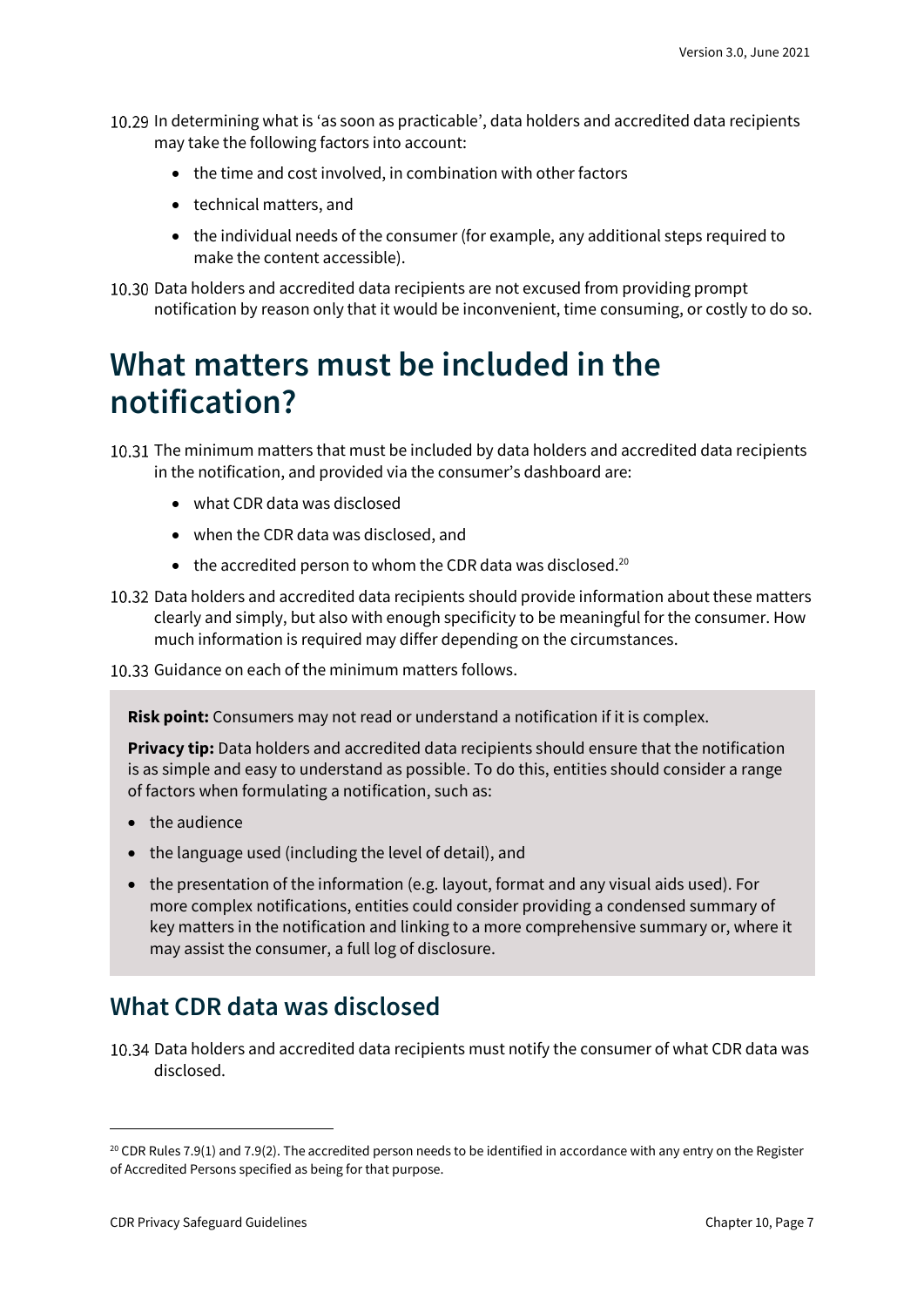10.29 In determining what is 'as soon as practicable', data holders and accredited data recipients may take the following factors into account:

- the time and cost involved, in combination with other factors
- technical matters, and
- the individual needs of the consumer (for example, any additional steps required to make the content accessible).

10.30 Data holders and accredited data recipients are not excused from providing prompt notification by reason only that it would be inconvenient, time consuming, or costly to do so.

# What matters must be included in the notification?

10.31 The minimum matters that must be included by data holders and accredited data recipients in the notification, and provided via the consumer's dashboard are:

- what CDR data was disclosed
- when the CDR data was disclosed, and
- the accredited person to whom the CDR data was disclosed.[20]

10.32 Data holders and accredited data recipients should provide information about these matters clearly and simply, but also with enough specificity to be meaningful for the consumer. How much information is required may differ depending on the circumstances.

10.33 Guidance on each of the minimum matters follows.

> **Risk point:** Consumers may not read or understand a notification if it is complex.
>
> **Privacy tip:** Data holders and accredited data recipients should ensure that the notification is as simple and easy to understand as possible. To do this, entities should consider a range of factors when formulating a notification, such as:
>
> - the audience
> - the language used (including the level of detail), and
> - the presentation of the information (e.g. layout, format and any visual aids used). For more complex notifications, entities could consider providing a condensed summary of key matters in the notification and linking to a more comprehensive summary or, where it may assist the consumer, a full log of disclosure.

## What CDR data was disclosed

10.34 Data holders and accredited data recipients must notify the consumer of what CDR data was disclosed.

[20] CDR Rules 7.9(1) and 7.9(2). The accredited person needs to be identified in accordance with any entry on the Register of Accredited Persons specified as being for that purpose.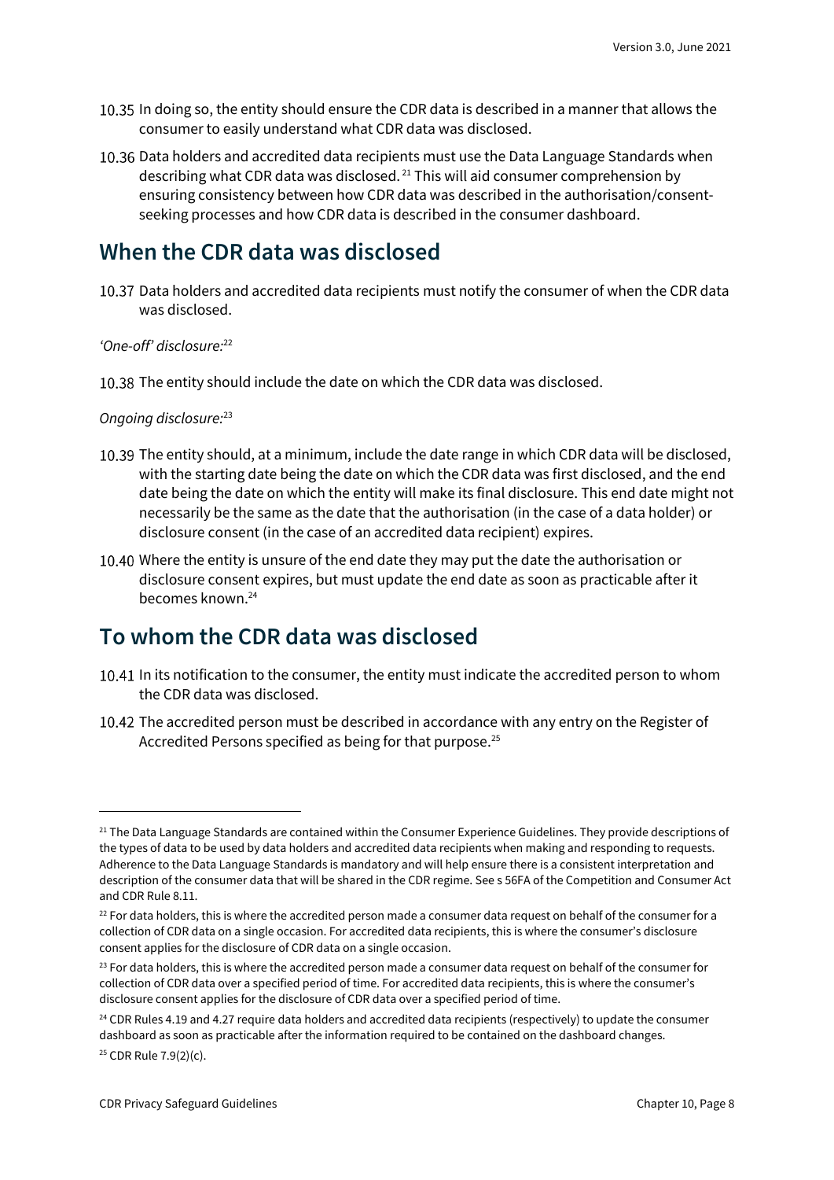10.35 In doing so, the entity should ensure the CDR data is described in a manner that allows the consumer to easily understand what CDR data was disclosed.

10.36 Data holders and accredited data recipients must use the Data Language Standards when describing what CDR data was disclosed.[21] This will aid consumer comprehension by ensuring consistency between how CDR data was described in the authorisation/consent-seeking processes and how CDR data is described in the consumer dashboard.

## When the CDR data was disclosed

10.37 Data holders and accredited data recipients must notify the consumer of when the CDR data was disclosed.

*'One-off' disclosure:*[22]

10.38 The entity should include the date on which the CDR data was disclosed.

*Ongoing disclosure:*[23]

10.39 The entity should, at a minimum, include the date range in which CDR data will be disclosed, with the starting date being the date on which the CDR data was first disclosed, and the end date being the date on which the entity will make its final disclosure. This end date might not necessarily be the same as the date that the authorisation (in the case of a data holder) or disclosure consent (in the case of an accredited data recipient) expires.

10.40 Where the entity is unsure of the end date they may put the date the authorisation or disclosure consent expires, but must update the end date as soon as practicable after it becomes known.[24]

## To whom the CDR data was disclosed

10.41 In its notification to the consumer, the entity must indicate the accredited person to whom the CDR data was disclosed.

10.42 The accredited person must be described in accordance with any entry on the Register of Accredited Persons specified as being for that purpose.[25]

---

[21] The Data Language Standards are contained within the Consumer Experience Guidelines. They provide descriptions of the types of data to be used by data holders and accredited data recipients when making and responding to requests. Adherence to the Data Language Standards is mandatory and will help ensure there is a consistent interpretation and description of the consumer data that will be shared in the CDR regime. See s 56FA of the Competition and Consumer Act and CDR Rule 8.11.

[22] For data holders, this is where the accredited person made a consumer data request on behalf of the consumer for a collection of CDR data on a single occasion. For accredited data recipients, this is where the consumer's disclosure consent applies for the disclosure of CDR data on a single occasion.

[23] For data holders, this is where the accredited person made a consumer data request on behalf of the consumer for collection of CDR data over a specified period of time. For accredited data recipients, this is where the consumer's disclosure consent applies for the disclosure of CDR data over a specified period of time.

[24] CDR Rules 4.19 and 4.27 require data holders and accredited data recipients (respectively) to update the consumer dashboard as soon as practicable after the information required to be contained on the dashboard changes.

[25] CDR Rule 7.9(2)(c).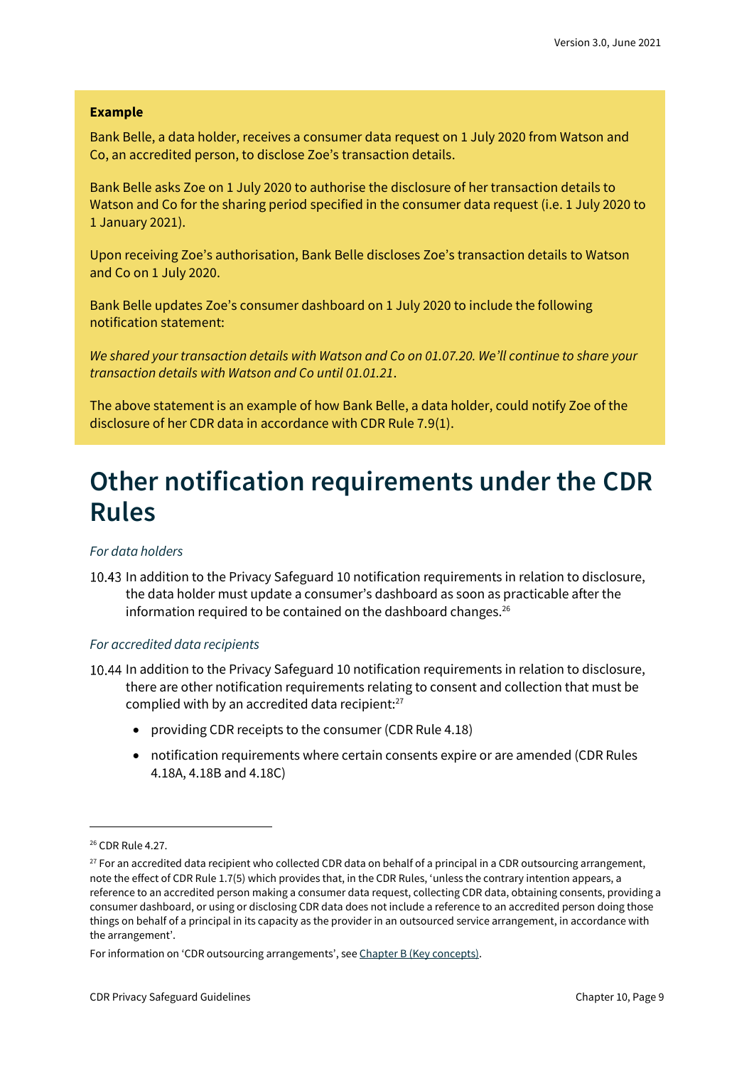**Example**

Bank Belle, a data holder, receives a consumer data request on 1 July 2020 from Watson and Co, an accredited person, to disclose Zoe's transaction details.

Bank Belle asks Zoe on 1 July 2020 to authorise the disclosure of her transaction details to Watson and Co for the sharing period specified in the consumer data request (i.e. 1 July 2020 to 1 January 2021).

Upon receiving Zoe's authorisation, Bank Belle discloses Zoe's transaction details to Watson and Co on 1 July 2020.

Bank Belle updates Zoe's consumer dashboard on 1 July 2020 to include the following notification statement:

*We shared your transaction details with Watson and Co on 01.07.20. We'll continue to share your transaction details with Watson and Co until 01.01.21*.

The above statement is an example of how Bank Belle, a data holder, could notify Zoe of the disclosure of her CDR data in accordance with CDR Rule 7.9(1).

# Other notification requirements under the CDR Rules

*For data holders*

10.43 In addition to the Privacy Safeguard 10 notification requirements in relation to disclosure, the data holder must update a consumer's dashboard as soon as practicable after the information required to be contained on the dashboard changes.[26]

*For accredited data recipients*

10.44 In addition to the Privacy Safeguard 10 notification requirements in relation to disclosure, there are other notification requirements relating to consent and collection that must be complied with by an accredited data recipient:[27]

- providing CDR receipts to the consumer (CDR Rule 4.18)
- notification requirements where certain consents expire or are amended (CDR Rules 4.18A, 4.18B and 4.18C)

---

[26] CDR Rule 4.27.

[27] For an accredited data recipient who collected CDR data on behalf of a principal in a CDR outsourcing arrangement, note the effect of CDR Rule 1.7(5) which provides that, in the CDR Rules, 'unless the contrary intention appears, a reference to an accredited person making a consumer data request, collecting CDR data, obtaining consents, providing a consumer dashboard, or using or disclosing CDR data does not include a reference to an accredited person doing those things on behalf of a principal in its capacity as the provider in an outsourced service arrangement, in accordance with the arrangement'.

For information on 'CDR outsourcing arrangements', see Chapter B (Key concepts).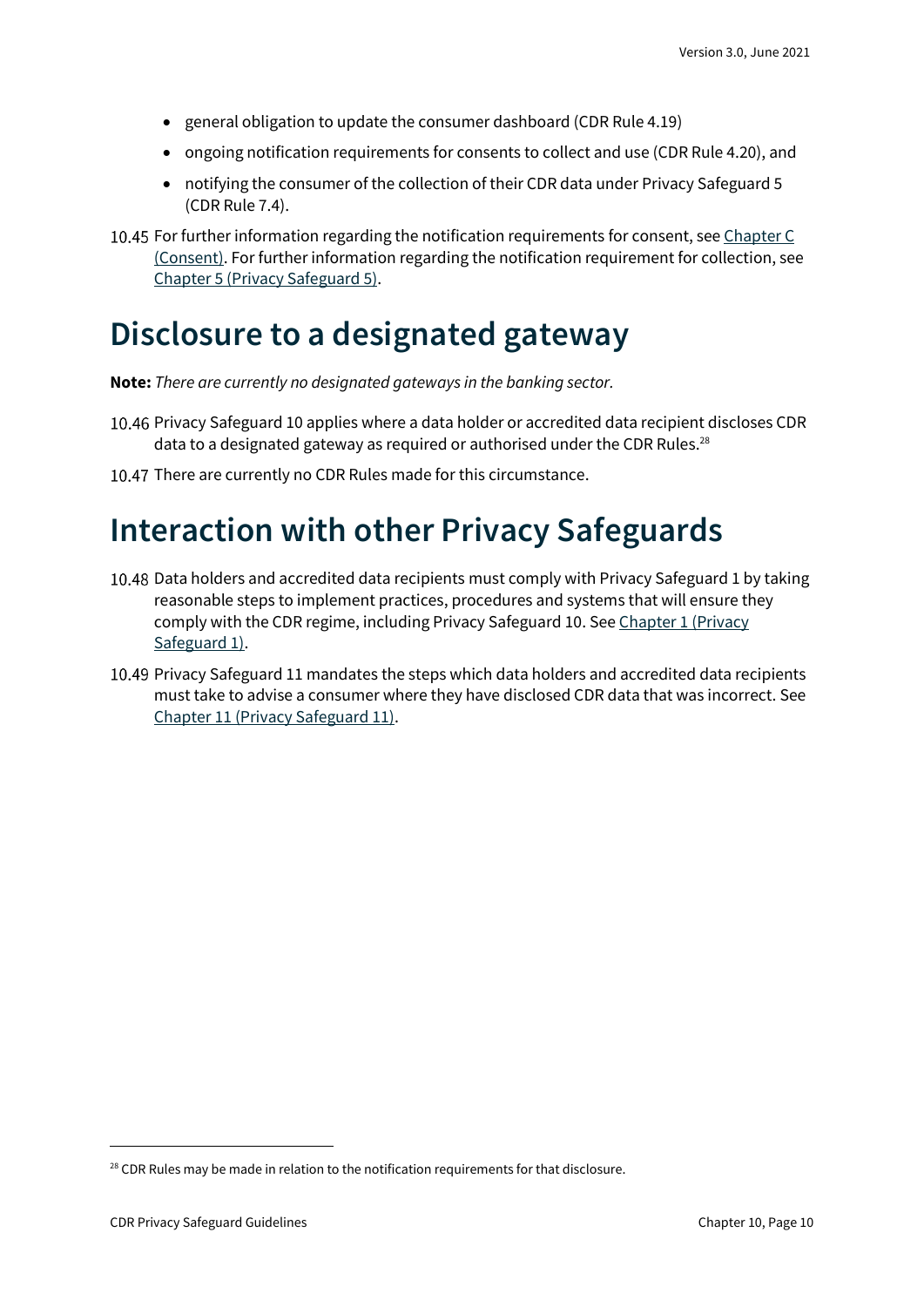- general obligation to update the consumer dashboard (CDR Rule 4.19)
- ongoing notification requirements for consents to collect and use (CDR Rule 4.20), and
- notifying the consumer of the collection of their CDR data under Privacy Safeguard 5 (CDR Rule 7.4).

10.45 For further information regarding the notification requirements for consent, see Chapter C (Consent). For further information regarding the notification requirement for collection, see Chapter 5 (Privacy Safeguard 5).

# Disclosure to a designated gateway

**Note:** *There are currently no designated gateways in the banking sector.*

10.46 Privacy Safeguard 10 applies where a data holder or accredited data recipient discloses CDR data to a designated gateway as required or authorised under the CDR Rules.[28]

10.47 There are currently no CDR Rules made for this circumstance.

# Interaction with other Privacy Safeguards

10.48 Data holders and accredited data recipients must comply with Privacy Safeguard 1 by taking reasonable steps to implement practices, procedures and systems that will ensure they comply with the CDR regime, including Privacy Safeguard 10. See Chapter 1 (Privacy Safeguard 1).

10.49 Privacy Safeguard 11 mandates the steps which data holders and accredited data recipients must take to advise a consumer where they have disclosed CDR data that was incorrect. See Chapter 11 (Privacy Safeguard 11).

[28] CDR Rules may be made in relation to the notification requirements for that disclosure.